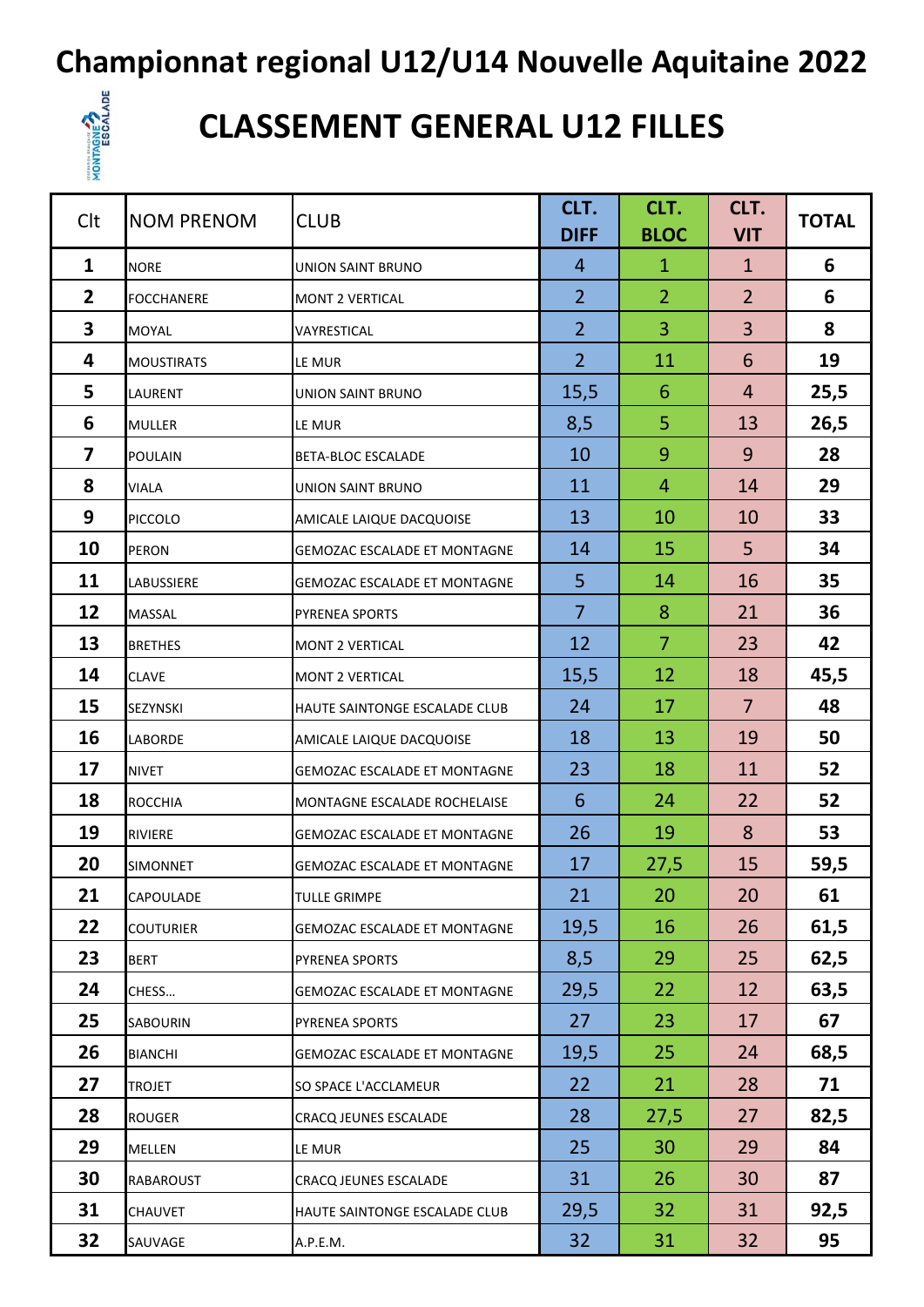# Championnat regional U12/U14 Nouvelle Aquitaine 2022

## CLASSEMENT GENERAL U12 FILLES

| Clt | NOM PRENOM | CLUB | CLT. DIFF | CLT. BLOC | CLT. VIT | TOTAL |
|---|---|---|---|---|---|---|
| 1 | NORE | UNION SAINT BRUNO | 4 | 1 | 1 | 6 |
| 2 | FOCCHANERE | MONT 2 VERTICAL | 2 | 2 | 2 | 6 |
| 3 | MOYAL | VAYRESTICAL | 2 | 3 | 3 | 8 |
| 4 | MOUSTIRATS | LE MUR | 2 | 11 | 6 | 19 |
| 5 | LAURENT | UNION SAINT BRUNO | 15,5 | 6 | 4 | 25,5 |
| 6 | MULLER | LE MUR | 8,5 | 5 | 13 | 26,5 |
| 7 | POULAIN | BETA-BLOC ESCALADE | 10 | 9 | 9 | 28 |
| 8 | VIALA | UNION SAINT BRUNO | 11 | 4 | 14 | 29 |
| 9 | PICCOLO | AMICALE LAIQUE DACQUOISE | 13 | 10 | 10 | 33 |
| 10 | PERON | GEMOZAC ESCALADE ET MONTAGNE | 14 | 15 | 5 | 34 |
| 11 | LABUSSIERE | GEMOZAC ESCALADE ET MONTAGNE | 5 | 14 | 16 | 35 |
| 12 | MASSAL | PYRENEA SPORTS | 7 | 8 | 21 | 36 |
| 13 | BRETHES | MONT 2 VERTICAL | 12 | 7 | 23 | 42 |
| 14 | CLAVE | MONT 2 VERTICAL | 15,5 | 12 | 18 | 45,5 |
| 15 | SEZYNSKI | HAUTE SAINTONGE ESCALADE CLUB | 24 | 17 | 7 | 48 |
| 16 | LABORDE | AMICALE LAIQUE DACQUOISE | 18 | 13 | 19 | 50 |
| 17 | NIVET | GEMOZAC ESCALADE ET MONTAGNE | 23 | 18 | 11 | 52 |
| 18 | ROCCHIA | MONTAGNE ESCALADE ROCHELAISE | 6 | 24 | 22 | 52 |
| 19 | RIVIERE | GEMOZAC ESCALADE ET MONTAGNE | 26 | 19 | 8 | 53 |
| 20 | SIMONNET | GEMOZAC ESCALADE ET MONTAGNE | 17 | 27,5 | 15 | 59,5 |
| 21 | CAPOULADE | TULLE GRIMPE | 21 | 20 | 20 | 61 |
| 22 | COUTURIER | GEMOZAC ESCALADE ET MONTAGNE | 19,5 | 16 | 26 | 61,5 |
| 23 | BERT | PYRENEA SPORTS | 8,5 | 29 | 25 | 62,5 |
| 24 | CHESS… | GEMOZAC ESCALADE ET MONTAGNE | 29,5 | 22 | 12 | 63,5 |
| 25 | SABOURIN | PYRENEA SPORTS | 27 | 23 | 17 | 67 |
| 26 | BIANCHI | GEMOZAC ESCALADE ET MONTAGNE | 19,5 | 25 | 24 | 68,5 |
| 27 | TROJET | SO SPACE L'ACCLAMEUR | 22 | 21 | 28 | 71 |
| 28 | ROUGER | CRACQ JEUNES ESCALADE | 28 | 27,5 | 27 | 82,5 |
| 29 | MELLEN | LE MUR | 25 | 30 | 29 | 84 |
| 30 | RABAROUST | CRACQ JEUNES ESCALADE | 31 | 26 | 30 | 87 |
| 31 | CHAUVET | HAUTE SAINTONGE ESCALADE CLUB | 29,5 | 32 | 31 | 92,5 |
| 32 | SAUVAGE | A.P.E.M. | 32 | 31 | 32 | 95 |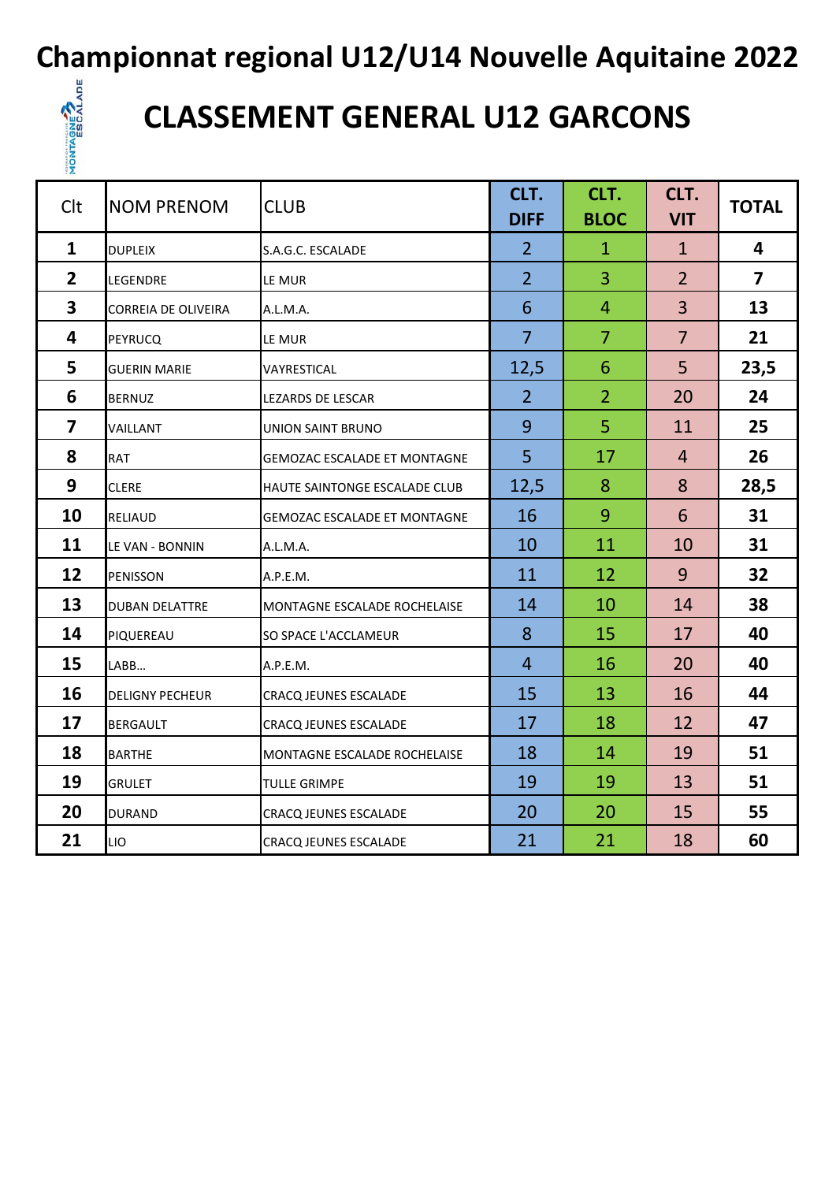# Championnat regional U12/U14 Nouvelle Aquitaine 2022

## CLASSEMENT GENERAL U12 GARCONS

| Clt | NOM PRENOM | CLUB | CLT. DIFF | CLT. BLOC | CLT. VIT | TOTAL |
|---|---|---|---|---|---|---|
| **1** | DUPLEIX | S.A.G.C. ESCALADE | 2 | 1 | 1 | **4** |
| **2** | LEGENDRE | LE MUR | 2 | 3 | 2 | **7** |
| **3** | CORREIA DE OLIVEIRA | A.L.M.A. | 6 | 4 | 3 | **13** |
| **4** | PEYRUCQ | LE MUR | 7 | 7 | 7 | **21** |
| **5** | GUERIN MARIE | VAYRESTICAL | 12,5 | 6 | 5 | **23,5** |
| **6** | BERNUZ | LEZARDS DE LESCAR | 2 | 2 | 20 | **24** |
| **7** | VAILLANT | UNION SAINT BRUNO | 9 | 5 | 11 | **25** |
| **8** | RAT | GEMOZAC ESCALADE ET MONTAGNE | 5 | 17 | 4 | **26** |
| **9** | CLERE | HAUTE SAINTONGE ESCALADE CLUB | 12,5 | 8 | 8 | **28,5** |
| **10** | RELIAUD | GEMOZAC ESCALADE ET MONTAGNE | 16 | 9 | 6 | **31** |
| **11** | LE VAN - BONNIN | A.L.M.A. | 10 | 11 | 10 | **31** |
| **12** | PENISSON | A.P.E.M. | 11 | 12 | 9 | **32** |
| **13** | DUBAN DELATTRE | MONTAGNE ESCALADE ROCHELAISE | 14 | 10 | 14 | **38** |
| **14** | PIQUEREAU | SO SPACE L'ACCLAMEUR | 8 | 15 | 17 | **40** |
| **15** | LABB… | A.P.E.M. | 4 | 16 | 20 | **40** |
| **16** | DELIGNY PECHEUR | CRACQ JEUNES ESCALADE | 15 | 13 | 16 | **44** |
| **17** | BERGAULT | CRACQ JEUNES ESCALADE | 17 | 18 | 12 | **47** |
| **18** | BARTHE | MONTAGNE ESCALADE ROCHELAISE | 18 | 14 | 19 | **51** |
| **19** | GRULET | TULLE GRIMPE | 19 | 19 | 13 | **51** |
| **20** | DURAND | CRACQ JEUNES ESCALADE | 20 | 20 | 15 | **55** |
| **21** | LIO | CRACQ JEUNES ESCALADE | 21 | 21 | 18 | **60** |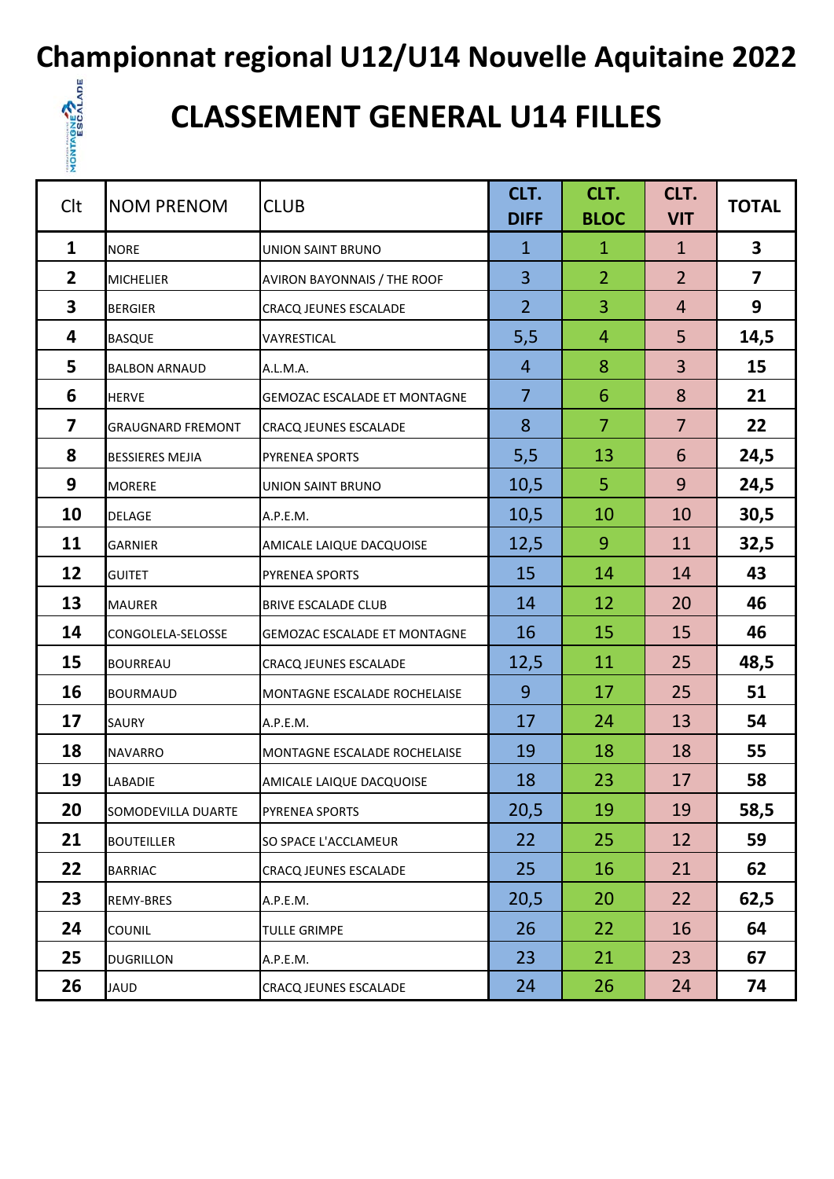# Championnat regional U12/U14 Nouvelle Aquitaine 2022

## CLASSEMENT GENERAL U14 FILLES

| Clt | NOM PRENOM | CLUB | CLT. DIFF | CLT. BLOC | CLT. VIT | TOTAL |
|---|---|---|---|---|---|---|
| 1 | NORE | UNION SAINT BRUNO | 1 | 1 | 1 | 3 |
| 2 | MICHELIER | AVIRON BAYONNAIS / THE ROOF | 3 | 2 | 2 | 7 |
| 3 | BERGIER | CRACQ JEUNES ESCALADE | 2 | 3 | 4 | 9 |
| 4 | BASQUE | VAYRESTICAL | 5,5 | 4 | 5 | 14,5 |
| 5 | BALBON ARNAUD | A.L.M.A. | 4 | 8 | 3 | 15 |
| 6 | HERVE | GEMOZAC ESCALADE ET MONTAGNE | 7 | 6 | 8 | 21 |
| 7 | GRAUGNARD FREMONT | CRACQ JEUNES ESCALADE | 8 | 7 | 7 | 22 |
| 8 | BESSIERES MEJIA | PYRENEA SPORTS | 5,5 | 13 | 6 | 24,5 |
| 9 | MORERE | UNION SAINT BRUNO | 10,5 | 5 | 9 | 24,5 |
| 10 | DELAGE | A.P.E.M. | 10,5 | 10 | 10 | 30,5 |
| 11 | GARNIER | AMICALE LAIQUE DACQUOISE | 12,5 | 9 | 11 | 32,5 |
| 12 | GUITET | PYRENEA SPORTS | 15 | 14 | 14 | 43 |
| 13 | MAURER | BRIVE ESCALADE CLUB | 14 | 12 | 20 | 46 |
| 14 | CONGOLELA-SELOSSE | GEMOZAC ESCALADE ET MONTAGNE | 16 | 15 | 15 | 46 |
| 15 | BOURREAU | CRACQ JEUNES ESCALADE | 12,5 | 11 | 25 | 48,5 |
| 16 | BOURMAUD | MONTAGNE ESCALADE ROCHELAISE | 9 | 17 | 25 | 51 |
| 17 | SAURY | A.P.E.M. | 17 | 24 | 13 | 54 |
| 18 | NAVARRO | MONTAGNE ESCALADE ROCHELAISE | 19 | 18 | 18 | 55 |
| 19 | LABADIE | AMICALE LAIQUE DACQUOISE | 18 | 23 | 17 | 58 |
| 20 | SOMODEVILLA DUARTE | PYRENEA SPORTS | 20,5 | 19 | 19 | 58,5 |
| 21 | BOUTEILLER | SO SPACE L'ACCLAMEUR | 22 | 25 | 12 | 59 |
| 22 | BARRIAC | CRACQ JEUNES ESCALADE | 25 | 16 | 21 | 62 |
| 23 | REMY-BRES | A.P.E.M. | 20,5 | 20 | 22 | 62,5 |
| 24 | COUNIL | TULLE GRIMPE | 26 | 22 | 16 | 64 |
| 25 | DUGRILLON | A.P.E.M. | 23 | 21 | 23 | 67 |
| 26 | JAUD | CRACQ JEUNES ESCALADE | 24 | 26 | 24 | 74 |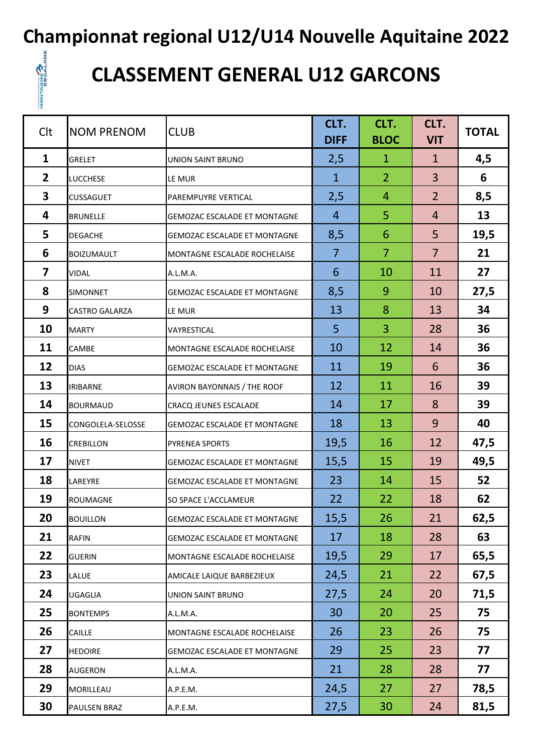# Championnat regional U12/U14 Nouvelle Aquitaine 2022

## CLASSEMENT GENERAL U12 GARCONS

| Clt | NOM PRENOM | CLUB | CLT. DIFF | CLT. BLOC | CLT. VIT | TOTAL |
|---|---|---|---|---|---|---|
| 1 | GRELET | UNION SAINT BRUNO | 2,5 | 1 | 1 | 4,5 |
| 2 | LUCCHESE | LE MUR | 1 | 2 | 3 | 6 |
| 3 | CUSSAGUET | PAREMPUYRE VERTICAL | 2,5 | 4 | 2 | 8,5 |
| 4 | BRUNELLE | GEMOZAC ESCALADE ET MONTAGNE | 4 | 5 | 4 | 13 |
| 5 | DEGACHE | GEMOZAC ESCALADE ET MONTAGNE | 8,5 | 6 | 5 | 19,5 |
| 6 | BOIZUMAULT | MONTAGNE ESCALADE ROCHELAISE | 7 | 7 | 7 | 21 |
| 7 | VIDAL | A.L.M.A. | 6 | 10 | 11 | 27 |
| 8 | SIMONNET | GEMOZAC ESCALADE ET MONTAGNE | 8,5 | 9 | 10 | 27,5 |
| 9 | CASTRO GALARZA | LE MUR | 13 | 8 | 13 | 34 |
| 10 | MARTY | VAYRESTICAL | 5 | 3 | 28 | 36 |
| 11 | CAMBE | MONTAGNE ESCALADE ROCHELAISE | 10 | 12 | 14 | 36 |
| 12 | DIAS | GEMOZAC ESCALADE ET MONTAGNE | 11 | 19 | 6 | 36 |
| 13 | IRIBARNE | AVIRON BAYONNAIS / THE ROOF | 12 | 11 | 16 | 39 |
| 14 | BOURMAUD | CRACQ JEUNES ESCALADE | 14 | 17 | 8 | 39 |
| 15 | CONGOLELA-SELOSSE | GEMOZAC ESCALADE ET MONTAGNE | 18 | 13 | 9 | 40 |
| 16 | CREBILLON | PYRENEA SPORTS | 19,5 | 16 | 12 | 47,5 |
| 17 | NIVET | GEMOZAC ESCALADE ET MONTAGNE | 15,5 | 15 | 19 | 49,5 |
| 18 | LAREYRE | GEMOZAC ESCALADE ET MONTAGNE | 23 | 14 | 15 | 52 |
| 19 | ROUMAGNE | SO SPACE L'ACCLAMEUR | 22 | 22 | 18 | 62 |
| 20 | BOUILLON | GEMOZAC ESCALADE ET MONTAGNE | 15,5 | 26 | 21 | 62,5 |
| 21 | RAFIN | GEMOZAC ESCALADE ET MONTAGNE | 17 | 18 | 28 | 63 |
| 22 | GUERIN | MONTAGNE ESCALADE ROCHELAISE | 19,5 | 29 | 17 | 65,5 |
| 23 | LALUE | AMICALE LAIQUE BARBEZIEUX | 24,5 | 21 | 22 | 67,5 |
| 24 | UGAGLIA | UNION SAINT BRUNO | 27,5 | 24 | 20 | 71,5 |
| 25 | BONTEMPS | A.L.M.A. | 30 | 20 | 25 | 75 |
| 26 | CAILLE | MONTAGNE ESCALADE ROCHELAISE | 26 | 23 | 26 | 75 |
| 27 | HEDOIRE | GEMOZAC ESCALADE ET MONTAGNE | 29 | 25 | 23 | 77 |
| 28 | AUGERON | A.L.M.A. | 21 | 28 | 28 | 77 |
| 29 | MORILLEAU | A.P.E.M. | 24,5 | 27 | 27 | 78,5 |
| 30 | PAULSEN BRAZ | A.P.E.M. | 27,5 | 30 | 24 | 81,5 |